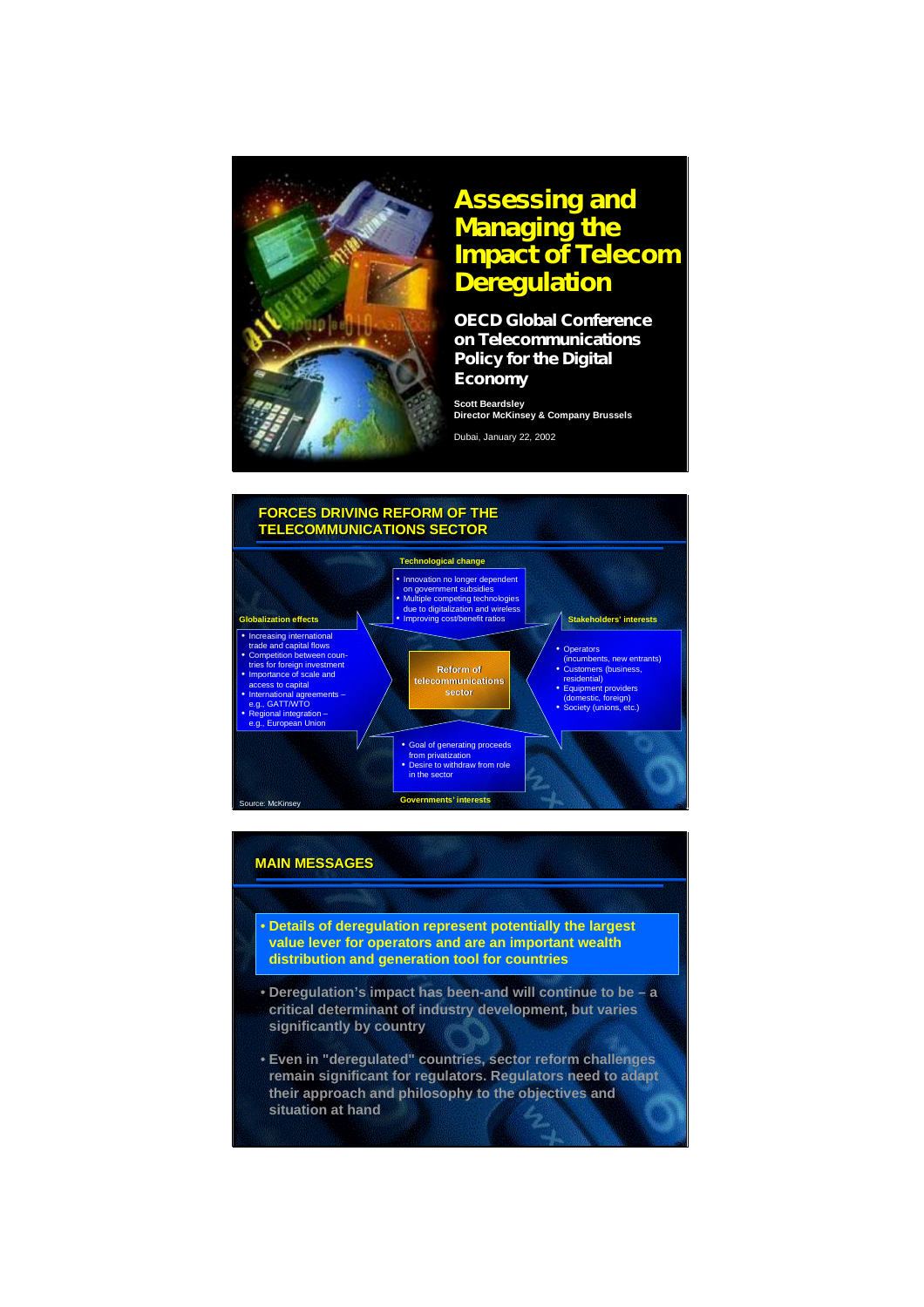# Assessing and Managing the Impact of Telecom Deregulation

**OECD Global Conference on Telecommunications Policy for the Digital Economy**

**Scott Beardsley**
**Director McKinsey & Company Brussels**

Dubai, January 22, 2002

---

## FORCES DRIVING REFORM OF THE TELECOMMUNICATIONS SECTOR

**Technological change**

- Innovation no longer dependent on government subsidies
- Multiple competing technologies due to digitalization and wireless
- Improving cost/benefit ratios

**Globalization effects**

- Increasing international trade and capital flows
- Competition between countries for foreign investment
- Importance of scale and access to capital
- International agreements – e.g., GATT/WTO
- Regional integration – e.g., European Union

**Reform of telecommunications sector**

**Stakeholders' interests**

- Operators (incumbents, new entrants)
- Customers (business, residential)
- Equipment providers (domestic, foreign)
- Society (unions, etc.)

**Governments' interests**

- Goal of generating proceeds from privatization
- Desire to withdraw from role in the sector

Source: McKinsey

---

## MAIN MESSAGES

- **Details of deregulation represent potentially the largest value lever for operators and are an important wealth distribution and generation tool for countries**
- **Deregulation's impact has been-and will continue to be – a critical determinant of industry development, but varies significantly by country**
- **Even in "deregulated" countries, sector reform challenges remain significant for regulators. Regulators need to adapt their approach and philosophy to the objectives and situation at hand**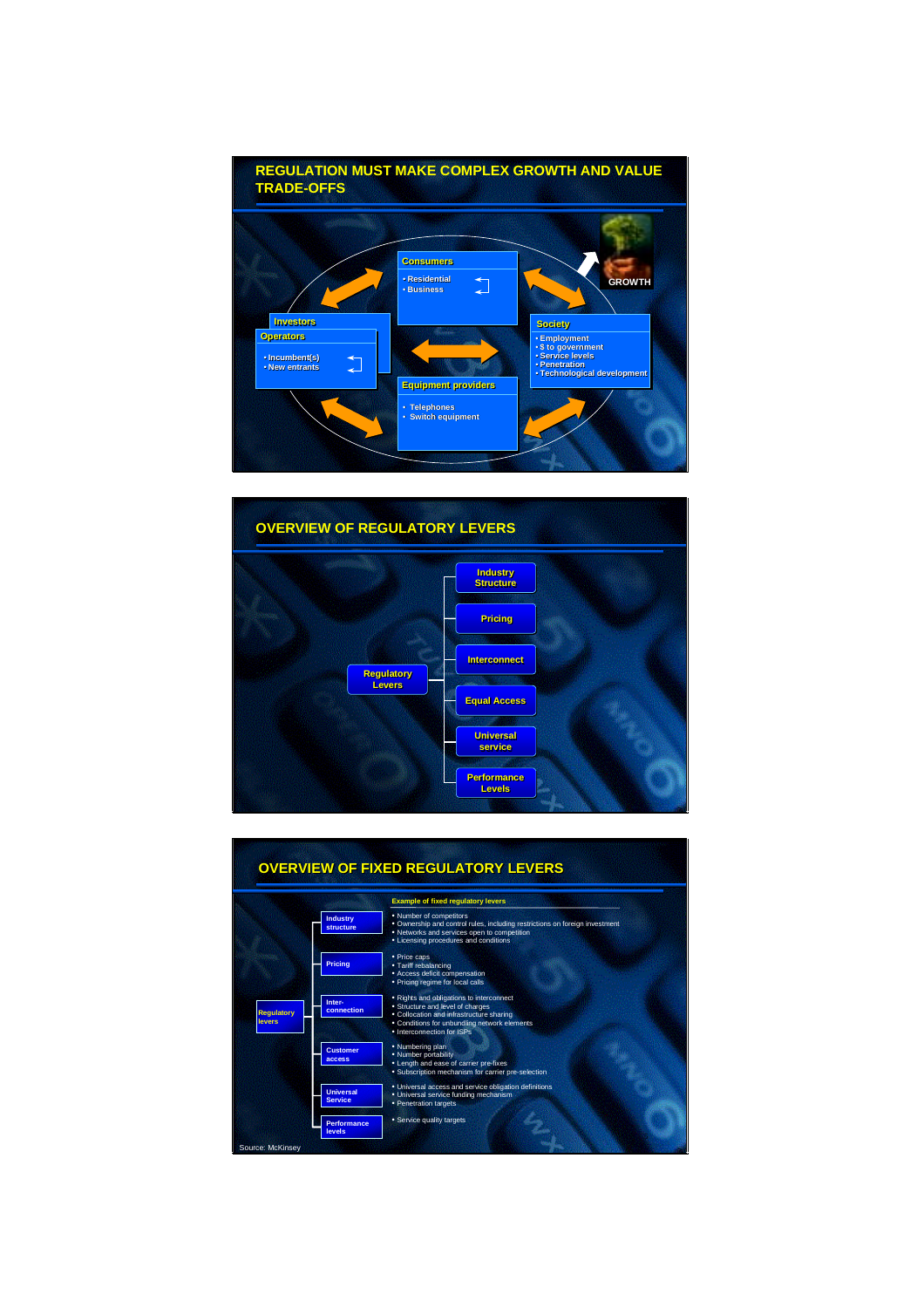## REGULATION MUST MAKE COMPLEX GROWTH AND VALUE TRADE-OFFS

**Consumers**
- Residential
- Business

**Investors**

**Operators**
- Incumbent(s)
- New entrants

**Society**
- Employment
- $ to government
- Service levels
- Penetration
- Technological development

**Equipment providers**
- Telephones
- Switch equipment

GROWTH

## OVERVIEW OF REGULATORY LEVERS

**Regulatory Levers**
- Industry Structure
- Pricing
- Interconnect
- Equal Access
- Universal service
- Performance Levels

## OVERVIEW OF FIXED REGULATORY LEVERS

| Regulatory levers | Example of fixed regulatory levers |
|---|---|
| Industry structure | • Number of competitors<br>• Ownership and control rules, including restrictions on foreign investment<br>• Networks and services open to competition<br>• Licensing procedures and conditions |
| Pricing | • Price caps<br>• Tariff rebalancing<br>• Access deficit compensation<br>• Pricing regime for local calls |
| Inter-connection | • Rights and obligations to interconnect<br>• Structure and level of charges<br>• Collocation and infrastructure sharing<br>• Conditions for unbundling network elements<br>• Interconnection for ISPs |
| Customer access | • Numbering plan<br>• Number portability<br>• Length and ease of carrier pre-fixes<br>• Subscription mechanism for carrier pre-selection |
| Universal Service | • Universal access and service obligation definitions<br>• Universal service funding mechanism<br>• Penetration targets |
| Performance levels | • Service quality targets |

Source: McKinsey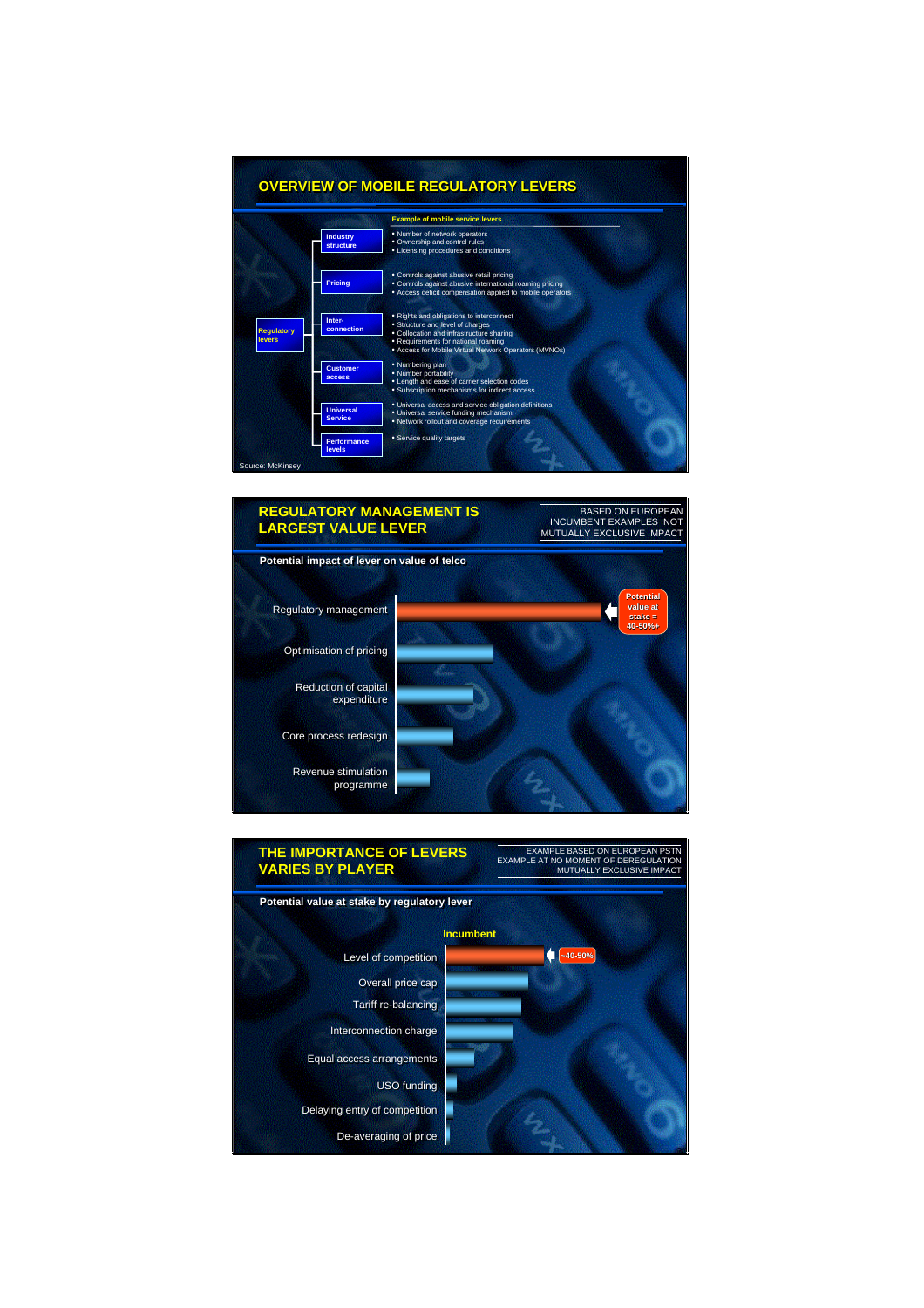## OVERVIEW OF MOBILE REGULATORY LEVERS

**Example of mobile service levers**

Regulatory levers

- **Industry structure**
  - Number of network operators
  - Ownership and control rules
  - Licensing procedures and conditions
- **Pricing**
  - Controls against abusive retail pricing
  - Controls against abusive international roaming pricing
  - Access deficit compensation applied to mobile operators
- **Inter-connection**
  - Rights and obligations to interconnect
  - Structure and level of charges
  - Collocation and infrastructure sharing
  - Requirements for national roaming
  - Access for Mobile Virtual Network Operators (MVNOs)
- **Customer access**
  - Numbering plan
  - Number portability
  - Length and ease of carrier selection codes
  - Subscription mechanisms for indirect access
- **Universal Service**
  - Universal access and service obligation definitions
  - Universal service funding mechanism
  - Network rollout and coverage requirements
- **Performance levels**
  - Service quality targets

Source: McKinsey

## REGULATORY MANAGEMENT IS LARGEST VALUE LEVER

BASED ON EUROPEAN INCUMBENT EXAMPLES NOT MUTUALLY EXCLUSIVE IMPACT

**Potential impact of lever on value of telco**

- Regulatory management — Potential value at stake = 40-50%+
- Optimisation of pricing
- Reduction of capital expenditure
- Core process redesign
- Revenue stimulation programme

## THE IMPORTANCE OF LEVERS VARIES BY PLAYER

EXAMPLE BASED ON EUROPEAN PSTN EXAMPLE AT NO MOMENT OF DEREGULATION MUTUALLY EXCLUSIVE IMPACT

**Potential value at stake by regulatory lever**

**Incumbent**

- Level of competition — ~40-50%
- Overall price cap
- Tariff re-balancing
- Interconnection charge
- Equal access arrangements
- USO funding
- Delaying entry of competition
- De-averaging of price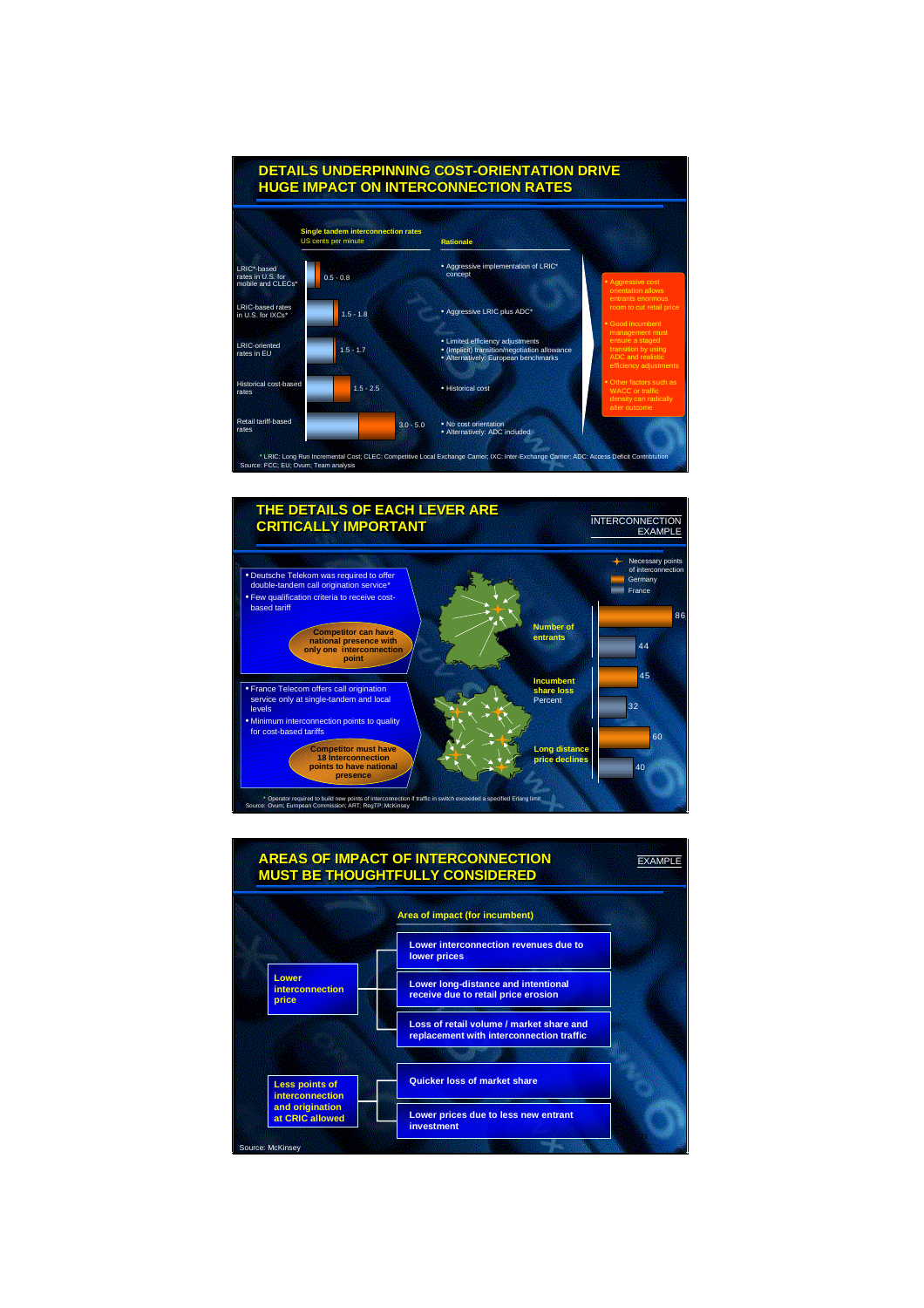## DETAILS UNDERPINNING COST-ORIENTATION DRIVE HUGE IMPACT ON INTERCONNECTION RATES

| | Single tandem interconnection rates US cents per minute | Rationale |
|---|---|---|
| LRIC*-based rates in U.S. for mobile and CLECs* | 0.5 - 0.8 | • Aggressive implementation of LRIC* concept |
| LRIC-based rates in U.S. for IXCs* | 1.5 - 1.8 | • Aggressive LRIC plus ADC* |
| LRIC-oriented rates in EU | 1.5 - 1.7 | • Limited efficiency adjustments<br>• (Implicit) transition/negotiation allowance<br>• Alternatively: European benchmarks |
| Historical cost-based rates | 1.5 - 2.5 | • Historical cost |
| Retail tariff-based rates | 3.0 - 5.0 | • No cost orientation<br>• Alternatively: ADC included |

- Aggressive cost orientation allows entrants enormous room to cut retail price
- Good incumbent management must ensure a staged transition by using ADC and realistic efficiency adjustments
- Other factors such as WACC or traffic density can radically alter outcome

\* LRIC: Long Run Incremental Cost; CLEC: Competitive Local Exchange Carrier; IXC: Inter-Exchange Carrier; ADC: Access Deficit Contribution

Source: FCC; EU; Ovum; Team analysis

## THE DETAILS OF EACH LEVER ARE CRITICALLY IMPORTANT

INTERCONNECTION EXAMPLE

- Deutsche Telekom was required to offer double-tandem call origination service*
- Few qualification criteria to receive cost-based tariff

**Competitor can have national presence with only one interconnection point**

- France Telecom offers call origination service only at single-tandem and local levels
- Minimum interconnection points to quality for cost-based tariffs

**Competitor must have 18 interconnection points to have national presence**

Legend: Necessary points of interconnection; Germany; France

| | Germany | France |
|---|---|---|
| Number of entrants | 86 | 44 |
| Incumbent share loss Percent | 45 | 32 |
| Long distance price declines | 60 | 40 |

\* Operator required to build new points of interconnection if traffic in switch exceeded a specified Erlang limit

Source: Ovum; European Commission; ART; RegTP; McKinsey

## AREAS OF IMPACT OF INTERCONNECTION MUST BE THOUGHTFULLY CONSIDERED

EXAMPLE

Area of impact (for incumbent)

**Lower interconnection price**
- Lower interconnection revenues due to lower prices
- Lower long-distance and intentional receive due to retail price erosion
- Loss of retail volume / market share and replacement with interconnection traffic

**Less points of interconnection and origination at CRIC allowed**
- Quicker loss of market share
- Lower prices due to less new entrant investment

Source: McKinsey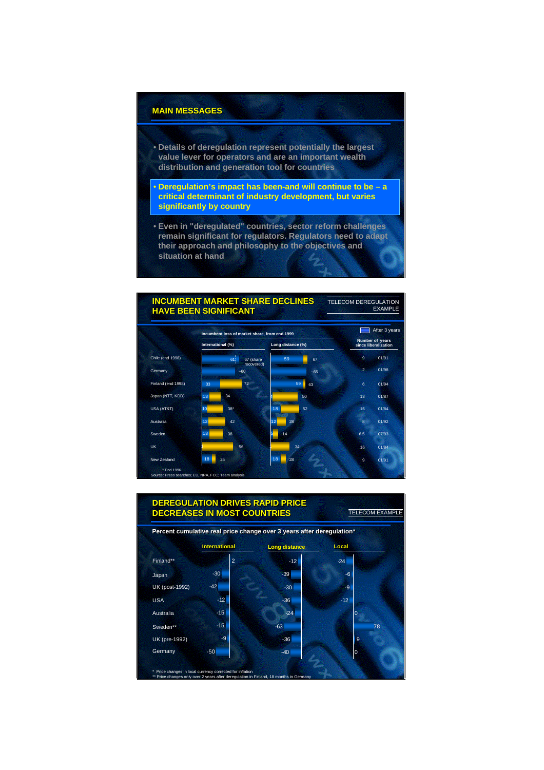## MAIN MESSAGES

- Details of deregulation represent potentially the largest value lever for operators and are an important wealth distribution and generation tool for countries
- **Deregulation's impact has been-and will continue to be – a critical determinant of industry development, but varies significantly by country**
- Even in "deregulated" countries, sector reform challenges remain significant for regulators. Regulators need to adapt their approach and philosophy to the objectives and situation at hand

## INCUMBENT MARKET SHARE DECLINES HAVE BEEN SIGNIFICANT

TELECOM DEREGULATION EXAMPLE

Incumbent loss of market share, from end 1999 (legend: After 3 years)

| Country | International (%) – After 3 years | International (%) | Long distance (%) – After 3 years | Long distance (%) | Number of years since liberalization | |
|---|---|---|---|---|---|---|
| Chile (end 1998) | 61 | 67 (share recovered) | 59 | 67 | 9 | 01/91 |
| Germany | | ~60 | | ~65 | 2 | 01/98 |
| Finland (end 1998) | 33 | 72 | 59 | 63 | 6 | 01/94 |
| Japan (NTT, KDD) | 13 | 34 | | 50 | 13 | 01/87 |
| USA (AT&T) | 10 | 38* | 18 | 52 | 16 | 01/84 |
| Australia | 12 | 42 | 12 | 28 | 8 | 01/92 |
| Sweden | 13 | 38 | 5 | 14 | 6.5 | 07/93 |
| UK | | 56 | | 34 | 16 | 01/84 |
| New Zealand | 18 | 25 | 18 | 28 | 9 | 01/91 |

\* End 1996

Source: Press searches; EU, NRA, FCC; Team analysis

## DEREGULATION DRIVES RAPID PRICE DECREASES IN MOST COUNTRIES

TELECOM EXAMPLE

**Percent cumulative real price change over 3 years after deregulation***

| | International | Long distance | Local |
|---|---|---|---|
| Finland** | 2 | -12 | -24 |
| Japan | -30 | -39 | -6 |
| UK (post-1992) | -42 | -30 | -9 |
| USA | -12 | -36 | -12 |
| Australia | -15 | -24 | 0 |
| Sweden** | -15 | -63 | 78 |
| UK (pre-1992) | -9 | -36 | 9 |
| Germany | -50 | -40 | 0 |

\* Price changes in local currency corrected for inflation

\*\* Price changes only over 2 years after deregulation in Finland, 18 months in Germany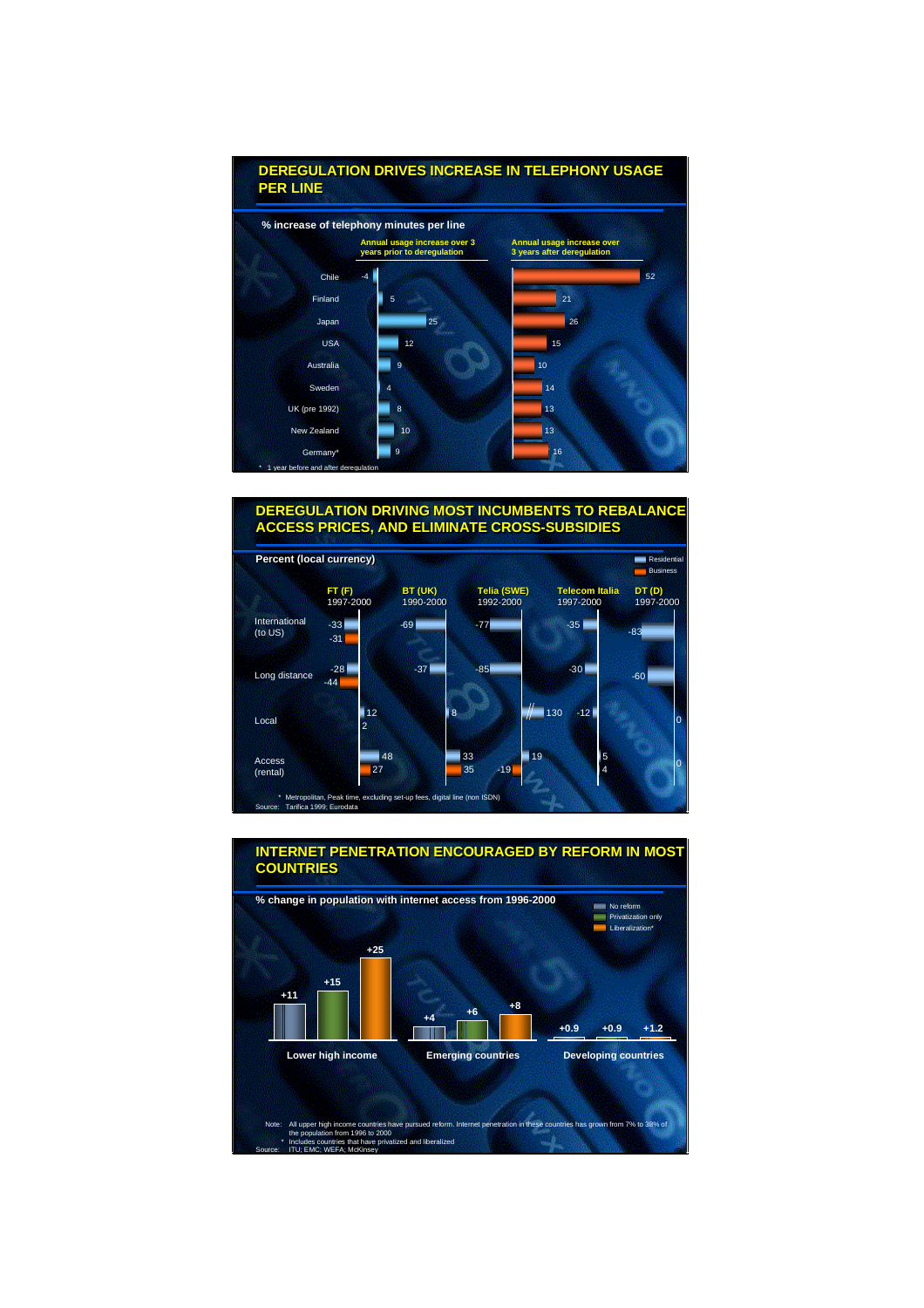## DEREGULATION DRIVES INCREASE IN TELEPHONY USAGE PER LINE

**% increase of telephony minutes per line**

| | Annual usage increase over 3 years prior to deregulation | Annual usage increase over 3 years after deregulation |
|---|---|---|
| Chile | -4 | 52 |
| Finland | 5 | 21 |
| Japan | 25 | 26 |
| USA | 12 | 15 |
| Australia | 9 | 10 |
| Sweden | 4 | 14 |
| UK (pre 1992) | 8 | 13 |
| New Zealand | 10 | 13 |
| Germany* | 9 | 16 |

\* 1 year before and after deregulation

## DEREGULATION DRIVING MOST INCUMBENTS TO REBALANCE ACCESS PRICES, AND ELIMINATE CROSS-SUBSIDIES

**Percent (local currency)**

| | FT (F) 1997-2000 Residential | FT (F) 1997-2000 Business | BT (UK) 1990-2000 Residential | BT (UK) 1990-2000 Business | Telia (SWE) 1992-2000 Residential | Telia (SWE) 1992-2000 Business | Telecom Italia 1997-2000 Residential | Telecom Italia 1997-2000 Business | DT (D) 1997-2000 Residential | DT (D) 1997-2000 Business |
|---|---|---|---|---|---|---|---|---|---|---|
| International (to US) | -33 | -31 | -69 | | -77 | | -35 | | -83 | |
| Long distance | -28 | -44 | -37 | | -85 | | -30 | | -60 | |
| Local | 12 | 2 | 8 | | 130 | | -12 | | 0 | |
| Access (rental) | 48 | 27 | 33 | 35 | 19 | -19 | 5 | 4 | 0 | |

\* Metropolitan, Peak time, excluding set-up fees, digital line (non ISDN)
Source: Tarifica 1999; Eurodata

## INTERNET PENETRATION ENCOURAGED BY REFORM IN MOST COUNTRIES

**% change in population with internet access from 1996-2000**

| | No reform | Privatization only | Liberalization* |
|---|---|---|---|
| Lower high income | +11 | +15 | +25 |
| Emerging countries | +4 | +6 | +8 |
| Developing countries | +0.9 | +0.9 | +1.2 |

Note: All upper high income countries have pursued reform. Internet penetration in these countries has grown from 7% to 38% of the population from 1996 to 2000
\* Includes countries that have privatized and liberalized
Source: ITU; EMC; WEFA; McKinsey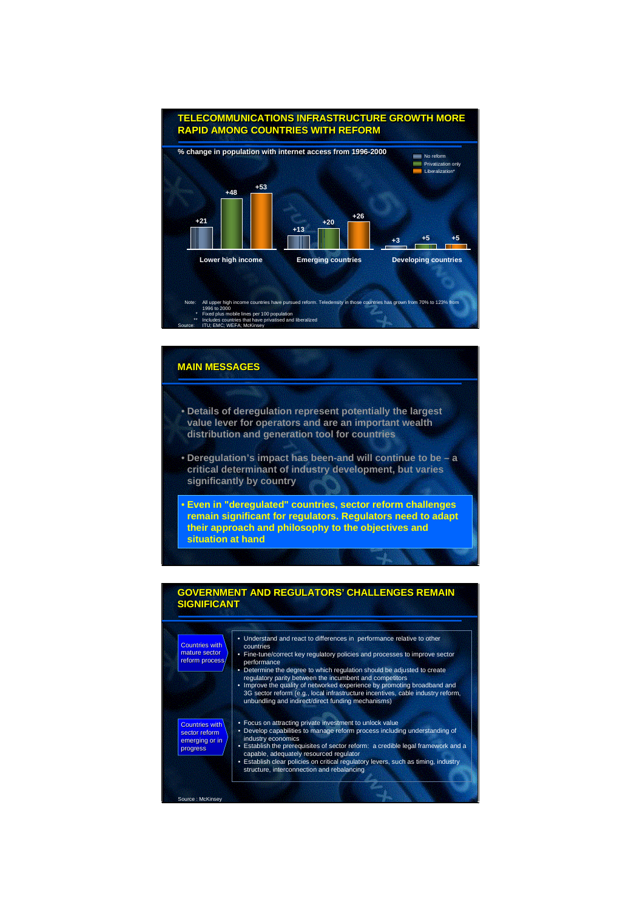## TELECOMMUNICATIONS INFRASTRUCTURE GROWTH MORE RAPID AMONG COUNTRIES WITH REFORM

**% change in population with internet access from 1996-2000**

| | No reform | Privatization only | Liberalization* |
|---|---|---|---|
| Lower high income | +21 | +48 | +53 |
| Emerging countries | +13 | +20 | +26 |
| Developing countries | +3 | +5 | +5 |

Note: All upper high income countries have pursued reform. Teledensity in those countries has grown from 70% to 123% from 1996 to 2000
\* Fixed plus mobile lines per 100 population
\*\* Includes countries that have privatised and liberalized
Source: ITU; EMC; WEFA; McKinsey

## MAIN MESSAGES

- Details of deregulation represent potentially the largest value lever for operators and are an important wealth distribution and generation tool for countries
- Deregulation's impact has been-and will continue to be – a critical determinant of industry development, but varies significantly by country
- **Even in "deregulated" countries, sector reform challenges remain significant for regulators. Regulators need to adapt their approach and philosophy to the objectives and situation at hand**

## GOVERNMENT AND REGULATORS' CHALLENGES REMAIN SIGNIFICANT

**Countries with mature sector reform process**

- Understand and react to differences in performance relative to other countries
- Fine-tune/correct key regulatory policies and processes to improve sector performance
- Determine the degree to which regulation should be adjusted to create regulatory parity between the incumbent and competitors
- Improve the quality of networked experience by promoting broadband and 3G sector reform (e.g., local infrastructure incentives, cable industry reform, unbundling and indirect/direct funding mechanisms)

**Countries with sector reform emerging or in progress**

- Focus on attracting private investment to unlock value
- Develop capabilities to manage reform process including understanding of industry economics
- Establish the prerequisites of sector reform: a credible legal framework and a capable, adequately resourced regulator
- Establish clear policies on critical regulatory levers, such as timing, industry structure, interconnection and rebalancing

Source : McKinsey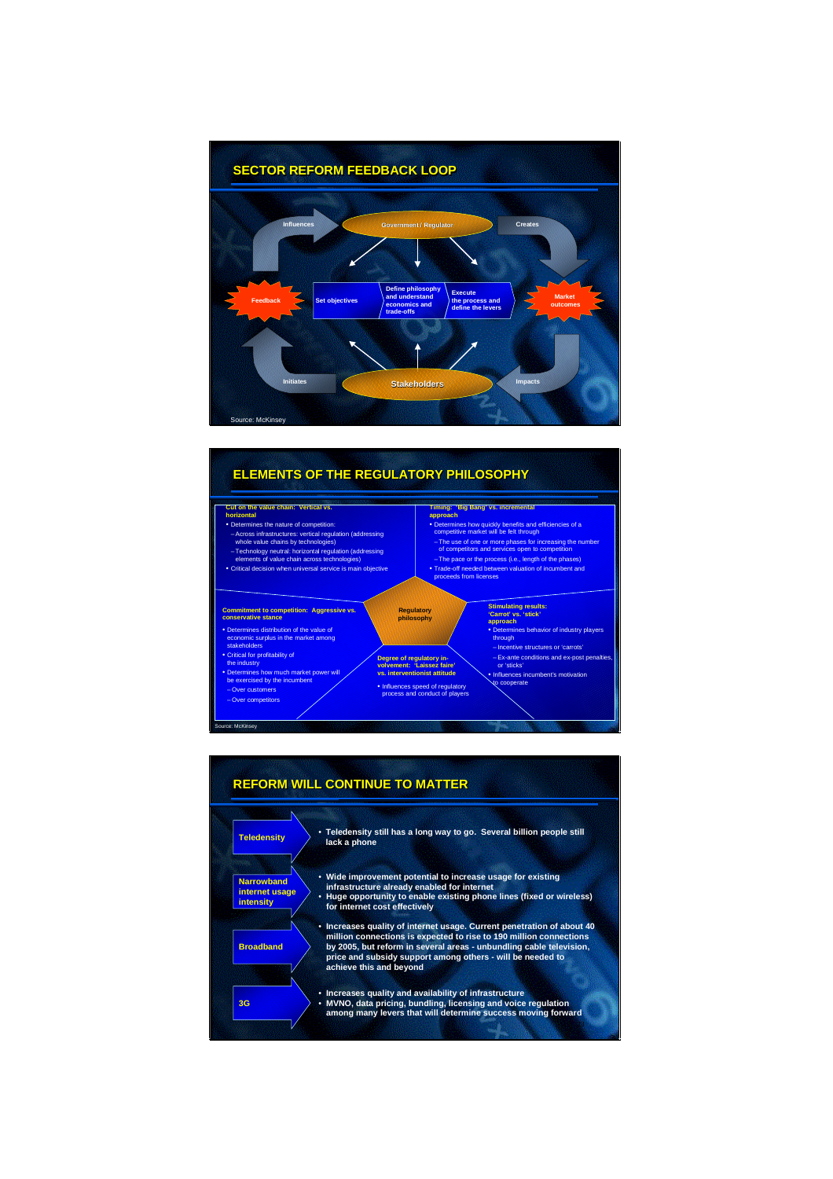## SECTOR REFORM FEEDBACK LOOP

Government / Regulator

Influences

Creates

Feedback

Set objectives

Define philosophy and understand economics and trade-offs

Execute the process and define the levers

Market outcomes

Initiates

Stakeholders

Impacts

Source: McKinsey

## ELEMENTS OF THE REGULATORY PHILOSOPHY

**Cut on the value chain: Vertical vs. horizontal**

- Determines the nature of competition:
  - Across infrastructures: vertical regulation (addressing whole value chains by technologies)
  - Technology neutral: horizontal regulation (addressing elements of value chain across technologies)
- Critical decision when universal service is main objective

**Timing: "Big Bang" vs. incremental approach**

- Determines how quickly benefits and efficiencies of a competitive market will be felt through
  - The use of one or more phases for increasing the number of competitors and services open to competition
  - The pace or the process (i.e., length of the phases)
- Trade-off needed between valuation of incumbent and proceeds from licenses

**Regulatory philosophy**

**Commitment to competition: Aggressive vs. conservative stance**

- Determines distribution of the value of economic surplus in the market among stakeholders
- Critical for profitability of the industry
- Determines how much market power will be exercised by the incumbent
  - Over customers
  - Over competitors

**Degree of regulatory in-volvement: 'Laissez faire' vs. interventionist attitude**

- Influences speed of regulatory process and conduct of players

**Stimulating results: 'Carrot' vs. 'stick' approach**

- Determines behavior of industry players through
  - Incentive structures or 'carrots'
  - Ex-ante conditions and ex-post penalties, or 'sticks'
- Influences incumbent's motivation to cooperate

Source: McKinsey

## REFORM WILL CONTINUE TO MATTER

**Teledensity**

- Teledensity still has a long way to go. Several billion people still lack a phone

**Narrowband internet usage intensity**

- Wide improvement potential to increase usage for existing infrastructure already enabled for internet
- Huge opportunity to enable existing phone lines (fixed or wireless) for internet cost effectively

**Broadband**

- Increases quality of internet usage. Current penetration of about 40 million connections is expected to rise to 190 million connections by 2005, but reform in several areas - unbundling cable television, price and subsidy support among others - will be needed to achieve this and beyond

**3G**

- Increases quality and availability of infrastructure
- MVNO, data pricing, bundling, licensing and voice regulation among many levers that will determine success moving forward